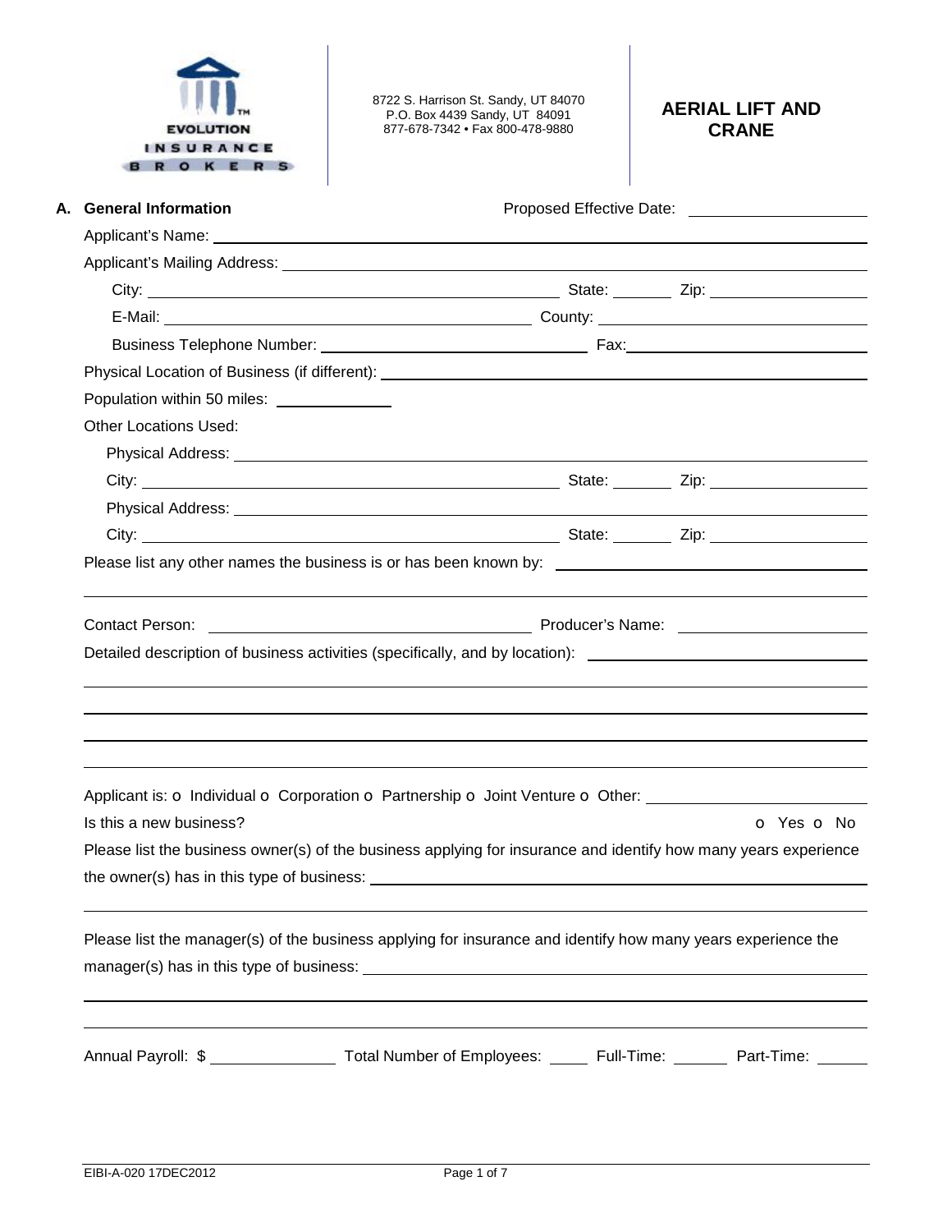EVOLUTION INSURANCE BROKERS

8722 S. Harrison St. Sandy, UT 84070
P.O. Box 4439 Sandy, UT 84091
877-678-7342 • Fax 800-478-9880

# AERIAL LIFT AND CRANE

## A. General Information

Proposed Effective Date: ____________________

Applicant's Name: ____________________

Applicant's Mailing Address: ____________________

City: ____________________ State: ________ Zip: ____________________

E-Mail: ____________________ County: ____________________

Business Telephone Number: ____________________ Fax: ____________________

Physical Location of Business (if different): ____________________

Population within 50 miles: ______________

Other Locations Used:

Physical Address: ____________________

City: ____________________ State: ________ Zip: ____________________

Physical Address: ____________________

City: ____________________ State: ________ Zip: ____________________

Please list any other names the business is or has been known by: ____________________

____________________

Contact Person: ____________________ Producer's Name: ____________________

Detailed description of business activities (specifically, and by location): ____________________

____________________

____________________

____________________

____________________

Applicant is: o Individual o Corporation o Partnership o Joint Venture o Other: ____________________

Is this a new business? o Yes o No

Please list the business owner(s) of the business applying for insurance and identify how many years experience the owner(s) has in this type of business: ____________________

____________________

Please list the manager(s) of the business applying for insurance and identify how many years experience the manager(s) has in this type of business: ____________________

____________________

____________________

Annual Payroll: $ ______________ Total Number of Employees: _____ Full-Time: ______ Part-Time: ______

EIBI-A-020 17DEC2012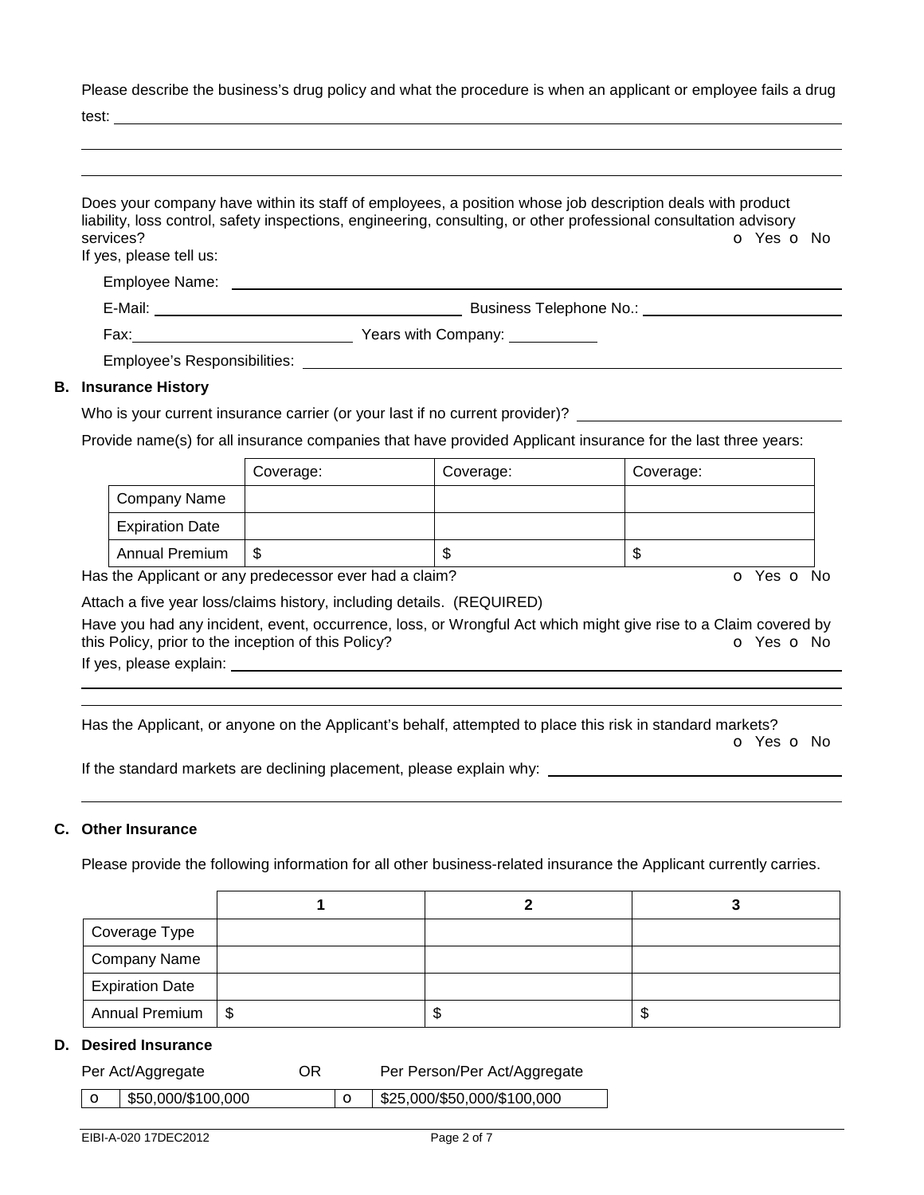Please describe the business's drug policy and what the procedure is when an applicant or employee fails a drug test: \_\_\_\_\_\_\_\_\_\_\_\_\_\_\_\_\_\_\_\_\_\_\_\_\_\_\_\_\_\_\_\_\_\_\_\_\_\_\_\_

Does your company have within its staff of employees, a position whose job description deals with product liability, loss control, safety inspections, engineering, consulting, or other professional consultation advisory services? o Yes o No

If yes, please tell us:

Employee Name: \_\_\_\_\_\_\_\_\_\_\_\_\_\_\_\_\_\_\_\_

E-Mail: \_\_\_\_\_\_\_\_\_\_\_\_\_\_\_\_\_\_\_\_ Business Telephone No.: \_\_\_\_\_\_\_\_\_\_\_\_\_\_\_\_\_\_\_\_

Fax: \_\_\_\_\_\_\_\_\_\_\_\_\_\_\_\_\_\_\_\_ Years with Company: \_\_\_\_\_\_\_\_\_\_

Employee's Responsibilities: \_\_\_\_\_\_\_\_\_\_\_\_\_\_\_\_\_\_\_\_

## B. Insurance History

Who is your current insurance carrier (or your last if no current provider)? \_\_\_\_\_\_\_\_\_\_\_\_\_\_\_\_\_\_\_\_

Provide name(s) for all insurance companies that have provided Applicant insurance for the last three years:

| | Coverage: | Coverage: | Coverage: |
|---|---|---|---|
| Company Name | | | |
| Expiration Date | | | |
| Annual Premium | $ | $ | $ |

Has the Applicant or any predecessor ever had a claim? o Yes o No

Attach a five year loss/claims history, including details. (REQUIRED)

Have you had any incident, event, occurrence, loss, or Wrongful Act which might give rise to a Claim covered by this Policy, prior to the inception of this Policy? o Yes o No

If yes, please explain: \_\_\_\_\_\_\_\_\_\_\_\_\_\_\_\_\_\_\_\_

Has the Applicant, or anyone on the Applicant's behalf, attempted to place this risk in standard markets? o Yes o No

If the standard markets are declining placement, please explain why: \_\_\_\_\_\_\_\_\_\_\_\_\_\_\_\_\_\_\_\_

## C. Other Insurance

Please provide the following information for all other business-related insurance the Applicant currently carries.

| | 1 | 2 | 3 |
|---|---|---|---|
| Coverage Type | | | |
| Company Name | | | |
| Expiration Date | | | |
| Annual Premium | $ | $ | $ |

## D. Desired Insurance

| Per Act/Aggregate | | OR | Per Person/Per Act/Aggregate |
|---|---|---|---|
| o | $50,000/$100,000 | o | $25,000/$50,000/$100,000 |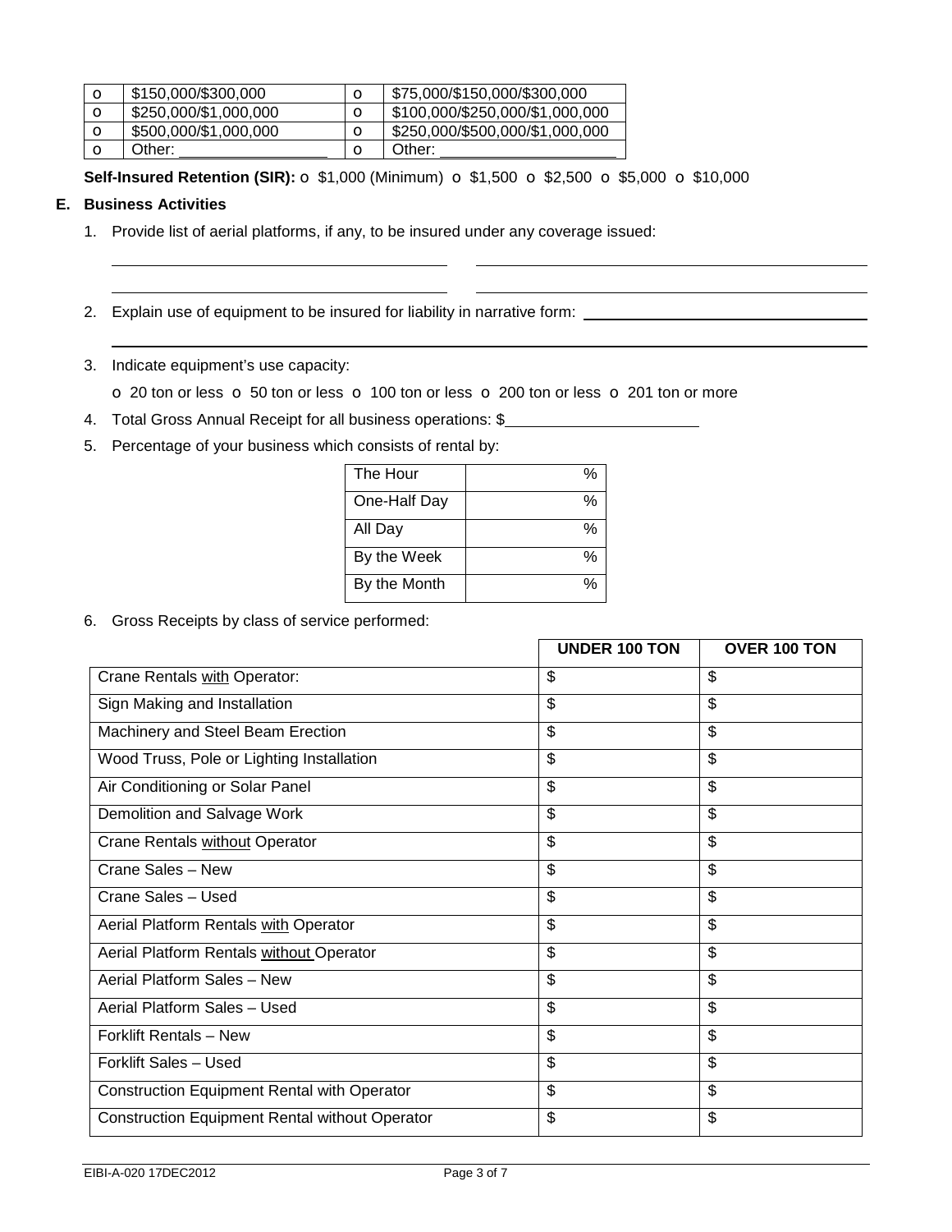| o | \$150,000/\$300,000 | o | \$75,000/\$150,000/\$300,000 |
|---|---|---|---|
| o | \$250,000/\$1,000,000 | o | \$100,000/\$250,000/\$1,000,000 |
| o | \$500,000/\$1,000,000 | o | \$250,000/\$500,000/\$1,000,000 |
| o | Other: ________________ | o | Other: ____________________ |

**Self-Insured Retention (SIR):** o \$1,000 (Minimum) o \$1,500 o \$2,500 o \$5,000 o \$10,000

## E. Business Activities

1. Provide list of aerial platforms, if any, to be insured under any coverage issued:

   ________________________________________ ________________________________________

   ________________________________________ ________________________________________

2. Explain use of equipment to be insured for liability in narrative form: ________________________________

   ________________________________________________________________________________

3. Indicate equipment's use capacity:

   o 20 ton or less o 50 ton or less o 100 ton or less o 200 ton or less o 201 ton or more

4. Total Gross Annual Receipt for all business operations: \$______________________

5. Percentage of your business which consists of rental by:

| | |
|---|---|
| The Hour | % |
| One-Half Day | % |
| All Day | % |
| By the Week | % |
| By the Month | % |

6. Gross Receipts by class of service performed:

| | UNDER 100 TON | OVER 100 TON |
|---|---|---|
| Crane Rentals with Operator: | \$ | \$ |
| Sign Making and Installation | \$ | \$ |
| Machinery and Steel Beam Erection | \$ | \$ |
| Wood Truss, Pole or Lighting Installation | \$ | \$ |
| Air Conditioning or Solar Panel | \$ | \$ |
| Demolition and Salvage Work | \$ | \$ |
| Crane Rentals without Operator | \$ | \$ |
| Crane Sales – New | \$ | \$ |
| Crane Sales – Used | \$ | \$ |
| Aerial Platform Rentals with Operator | \$ | \$ |
| Aerial Platform Rentals without Operator | \$ | \$ |
| Aerial Platform Sales – New | \$ | \$ |
| Aerial Platform Sales – Used | \$ | \$ |
| Forklift Rentals – New | \$ | \$ |
| Forklift Sales – Used | \$ | \$ |
| Construction Equipment Rental with Operator | \$ | \$ |
| Construction Equipment Rental without Operator | \$ | \$ |

EIBI-A-020 17DEC2012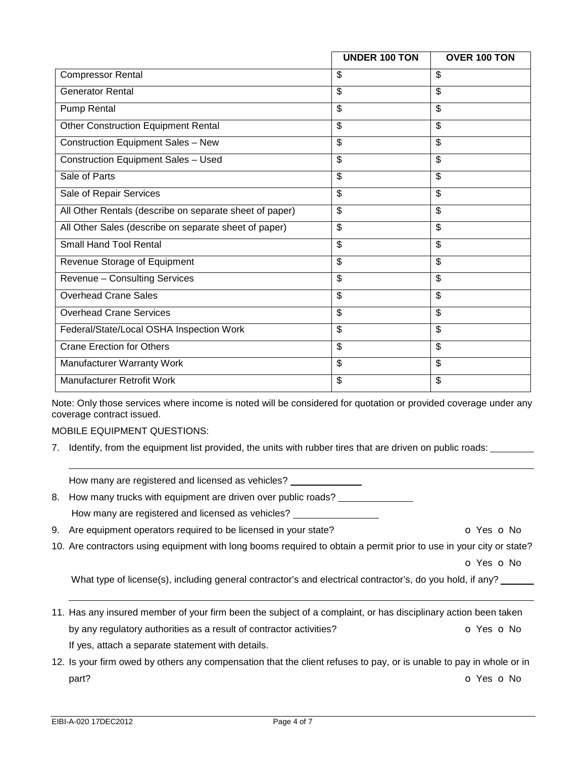| | UNDER 100 TON | OVER 100 TON |
|---|---|---|
| Compressor Rental | $ | $ |
| Generator Rental | $ | $ |
| Pump Rental | $ | $ |
| Other Construction Equipment Rental | $ | $ |
| Construction Equipment Sales – New | $ | $ |
| Construction Equipment Sales – Used | $ | $ |
| Sale of Parts | $ | $ |
| Sale of Repair Services | $ | $ |
| All Other Rentals (describe on separate sheet of paper) | $ | $ |
| All Other Sales (describe on separate sheet of paper) | $ | $ |
| Small Hand Tool Rental | $ | $ |
| Revenue Storage of Equipment | $ | $ |
| Revenue – Consulting Services | $ | $ |
| Overhead Crane Sales | $ | $ |
| Overhead Crane Services | $ | $ |
| Federal/State/Local OSHA Inspection Work | $ | $ |
| Crane Erection for Others | $ | $ |
| Manufacturer Warranty Work | $ | $ |
| Manufacturer Retrofit Work | $ | $ |

Note: Only those services where income is noted will be considered for quotation or provided coverage under any coverage contract issued.

MOBILE EQUIPMENT QUESTIONS:

7. Identify, from the equipment list provided, the units with rubber tires that are driven on public roads: ________

   ____________________________________________________________

   How many are registered and licensed as vehicles? ______________

8. How many trucks with equipment are driven over public roads? ______________

   How many are registered and licensed as vehicles? ________________

9. Are equipment operators required to be licensed in your state? o Yes o No

10. Are contractors using equipment with long booms required to obtain a permit prior to use in your city or state? o Yes o No

    What type of license(s), including general contractor's and electrical contractor's, do you hold, if any? ______

    ____________________________________________________________

11. Has any insured member of your firm been the subject of a complaint, or has disciplinary action been taken by any regulatory authorities as a result of contractor activities? o Yes o No

    If yes, attach a separate statement with details.

12. Is your firm owed by others any compensation that the client refuses to pay, or is unable to pay in whole or in part? o Yes o No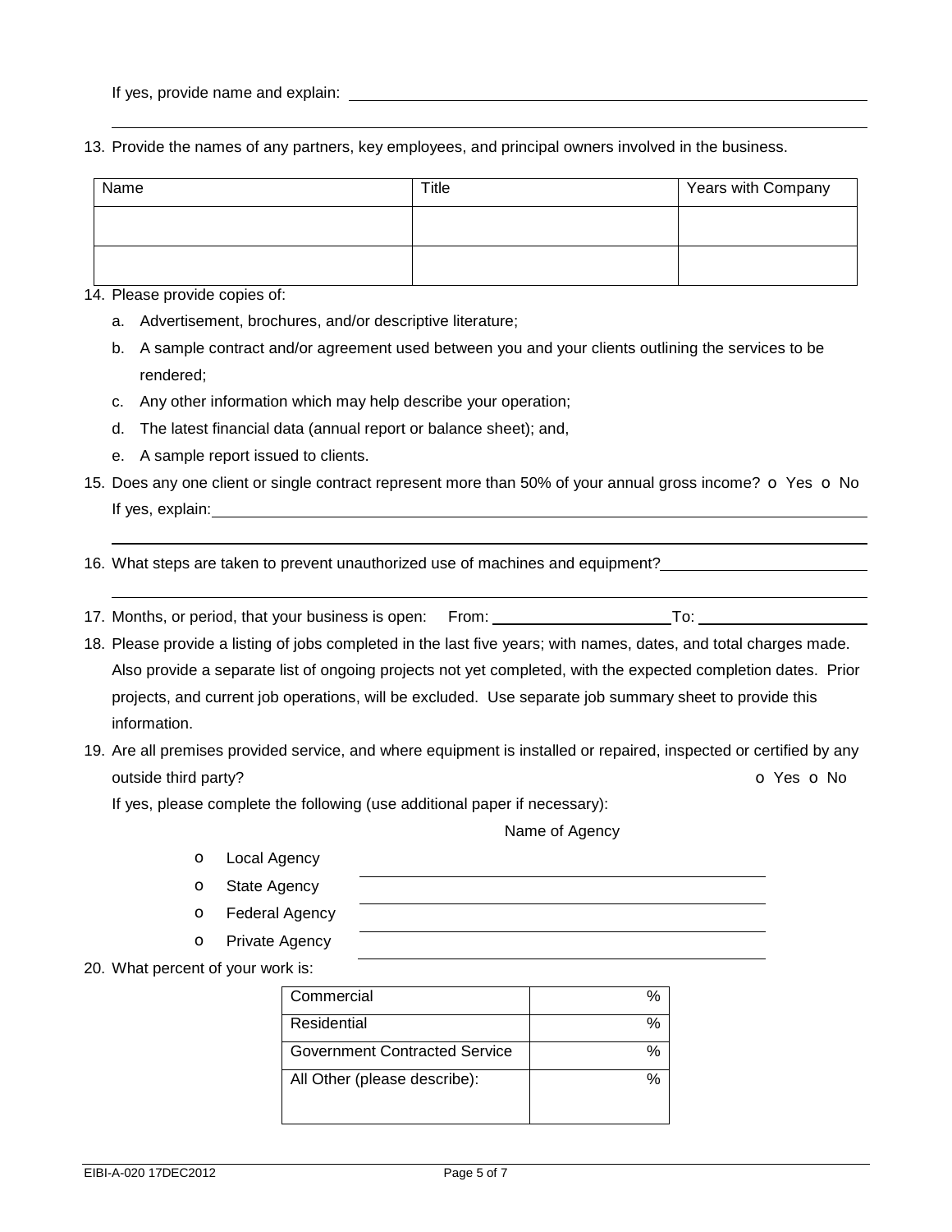If yes, provide name and explain: ______________________________________________

______________________________________________

13. Provide the names of any partners, key employees, and principal owners involved in the business.

| Name | Title | Years with Company |
| --- | --- | --- |
| | | |
| | | |

14. Please provide copies of:
    a. Advertisement, brochures, and/or descriptive literature;
    b. A sample contract and/or agreement used between you and your clients outlining the services to be rendered;
    c. Any other information which may help describe your operation;
    d. The latest financial data (annual report or balance sheet); and,
    e. A sample report issued to clients.

15. Does any one client or single contract represent more than 50% of your annual gross income? o Yes o No

    If yes, explain: ______________________________________________

    ______________________________________________

16. What steps are taken to prevent unauthorized use of machines and equipment? ______________________

    ______________________________________________

17. Months, or period, that your business is open: From: ____________________ To: ____________________

18. Please provide a listing of jobs completed in the last five years; with names, dates, and total charges made. Also provide a separate list of ongoing projects not yet completed, with the expected completion dates. Prior projects, and current job operations, will be excluded. Use separate job summary sheet to provide this information.

19. Are all premises provided service, and where equipment is installed or repaired, inspected or certified by any outside third party? o Yes o No

    If yes, please complete the following (use additional paper if necessary):

    Name of Agency

    - o Local Agency ______________________________
    - o State Agency ______________________________
    - o Federal Agency ______________________________
    - o Private Agency ______________________________

20. What percent of your work is:

| | |
| --- | --- |
| Commercial | % |
| Residential | % |
| Government Contracted Service | % |
| All Other (please describe): | % |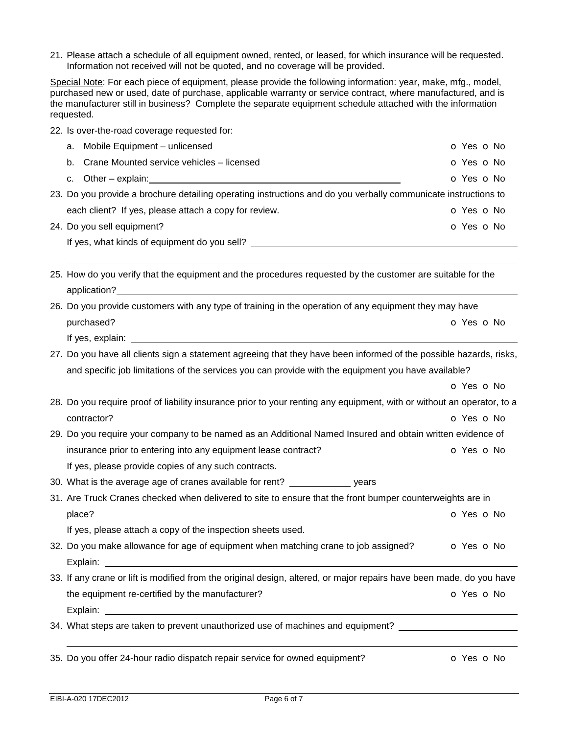21. Please attach a schedule of all equipment owned, rented, or leased, for which insurance will be requested. Information not received will not be quoted, and no coverage will be provided.

Special Note: For each piece of equipment, please provide the following information: year, make, mfg., model, purchased new or used, date of purchase, applicable warranty or service contract, where manufactured, and is the manufacturer still in business? Complete the separate equipment schedule attached with the information requested.

22. Is over-the-road coverage requested for:
    a. Mobile Equipment – unlicensed o Yes o No
    b. Crane Mounted service vehicles – licensed o Yes o No
    c. Other – explain: \_\_\_\_\_\_\_\_\_\_\_\_\_\_\_\_\_\_\_\_ o Yes o No

23. Do you provide a brochure detailing operating instructions and do you verbally communicate instructions to each client? If yes, please attach a copy for review. o Yes o No

24. Do you sell equipment? o Yes o No

    If yes, what kinds of equipment do you sell? \_\_\_\_\_\_\_\_\_\_\_\_\_\_\_\_\_\_\_\_

25. How do you verify that the equipment and the procedures requested by the customer are suitable for the application? \_\_\_\_\_\_\_\_\_\_\_\_\_\_\_\_\_\_\_\_

26. Do you provide customers with any type of training in the operation of any equipment they may have purchased? o Yes o No

    If yes, explain: \_\_\_\_\_\_\_\_\_\_\_\_\_\_\_\_\_\_\_\_

27. Do you have all clients sign a statement agreeing that they have been informed of the possible hazards, risks, and specific job limitations of the services you can provide with the equipment you have available? o Yes o No

28. Do you require proof of liability insurance prior to your renting any equipment, with or without an operator, to a contractor? o Yes o No

29. Do you require your company to be named as an Additional Named Insured and obtain written evidence of insurance prior to entering into any equipment lease contract? o Yes o No

    If yes, please provide copies of any such contracts.

30. What is the average age of cranes available for rent? \_\_\_\_\_\_\_\_\_\_ years

31. Are Truck Cranes checked when delivered to site to ensure that the front bumper counterweights are in place? o Yes o No

    If yes, please attach a copy of the inspection sheets used.

32. Do you make allowance for age of equipment when matching crane to job assigned? o Yes o No

    Explain: \_\_\_\_\_\_\_\_\_\_\_\_\_\_\_\_\_\_\_\_

33. If any crane or lift is modified from the original design, altered, or major repairs have been made, do you have the equipment re-certified by the manufacturer? o Yes o No

    Explain: \_\_\_\_\_\_\_\_\_\_\_\_\_\_\_\_\_\_\_\_

34. What steps are taken to prevent unauthorized use of machines and equipment? \_\_\_\_\_\_\_\_\_\_\_\_\_\_\_\_\_\_\_\_

35. Do you offer 24-hour radio dispatch repair service for owned equipment? o Yes o No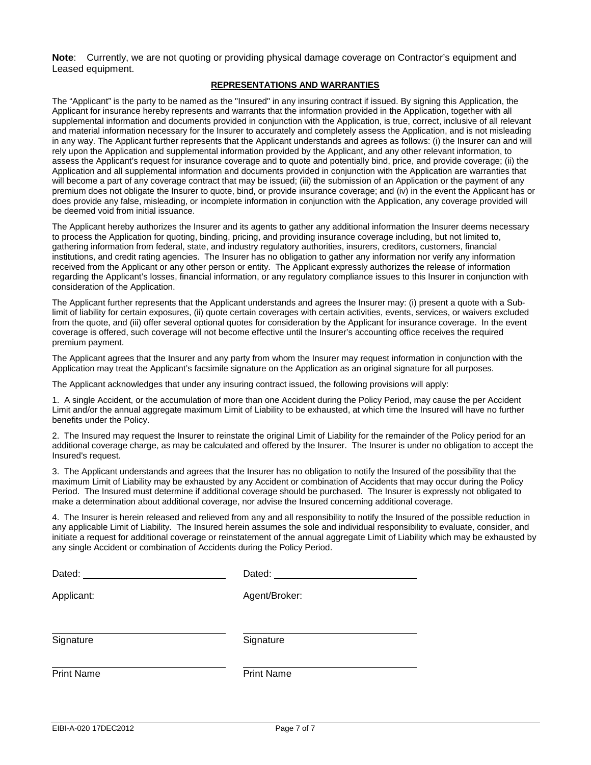**Note**: Currently, we are not quoting or providing physical damage coverage on Contractor's equipment and Leased equipment.

## REPRESENTATIONS AND WARRANTIES

The "Applicant" is the party to be named as the "Insured" in any insuring contract if issued. By signing this Application, the Applicant for insurance hereby represents and warrants that the information provided in the Application, together with all supplemental information and documents provided in conjunction with the Application, is true, correct, inclusive of all relevant and material information necessary for the Insurer to accurately and completely assess the Application, and is not misleading in any way. The Applicant further represents that the Applicant understands and agrees as follows: (i) the Insurer can and will rely upon the Application and supplemental information provided by the Applicant, and any other relevant information, to assess the Applicant's request for insurance coverage and to quote and potentially bind, price, and provide coverage; (ii) the Application and all supplemental information and documents provided in conjunction with the Application are warranties that will become a part of any coverage contract that may be issued; (iii) the submission of an Application or the payment of any premium does not obligate the Insurer to quote, bind, or provide insurance coverage; and (iv) in the event the Applicant has or does provide any false, misleading, or incomplete information in conjunction with the Application, any coverage provided will be deemed void from initial issuance.

The Applicant hereby authorizes the Insurer and its agents to gather any additional information the Insurer deems necessary to process the Application for quoting, binding, pricing, and providing insurance coverage including, but not limited to, gathering information from federal, state, and industry regulatory authorities, insurers, creditors, customers, financial institutions, and credit rating agencies. The Insurer has no obligation to gather any information nor verify any information received from the Applicant or any other person or entity. The Applicant expressly authorizes the release of information regarding the Applicant's losses, financial information, or any regulatory compliance issues to this Insurer in conjunction with consideration of the Application.

The Applicant further represents that the Applicant understands and agrees the Insurer may: (i) present a quote with a Sub-limit of liability for certain exposures, (ii) quote certain coverages with certain activities, events, services, or waivers excluded from the quote, and (iii) offer several optional quotes for consideration by the Applicant for insurance coverage. In the event coverage is offered, such coverage will not become effective until the Insurer's accounting office receives the required premium payment.

The Applicant agrees that the Insurer and any party from whom the Insurer may request information in conjunction with the Application may treat the Applicant's facsimile signature on the Application as an original signature for all purposes.

The Applicant acknowledges that under any insuring contract issued, the following provisions will apply:

1. A single Accident, or the accumulation of more than one Accident during the Policy Period, may cause the per Accident Limit and/or the annual aggregate maximum Limit of Liability to be exhausted, at which time the Insured will have no further benefits under the Policy.

2. The Insured may request the Insurer to reinstate the original Limit of Liability for the remainder of the Policy period for an additional coverage charge, as may be calculated and offered by the Insurer. The Insurer is under no obligation to accept the Insured's request.

3. The Applicant understands and agrees that the Insurer has no obligation to notify the Insured of the possibility that the maximum Limit of Liability may be exhausted by any Accident or combination of Accidents that may occur during the Policy Period. The Insured must determine if additional coverage should be purchased. The Insurer is expressly not obligated to make a determination about additional coverage, nor advise the Insured concerning additional coverage.

4. The Insurer is herein released and relieved from any and all responsibility to notify the Insured of the possible reduction in any applicable Limit of Liability. The Insured herein assumes the sole and individual responsibility to evaluate, consider, and initiate a request for additional coverage or reinstatement of the annual aggregate Limit of Liability which may be exhausted by any single Accident or combination of Accidents during the Policy Period.

Dated: ____________________  Dated: ____________________

Applicant:  Agent/Broker:

____________________  ____________________
Signature  Signature

____________________  ____________________
Print Name  Print Name

EIBI-A-020 17DEC2012